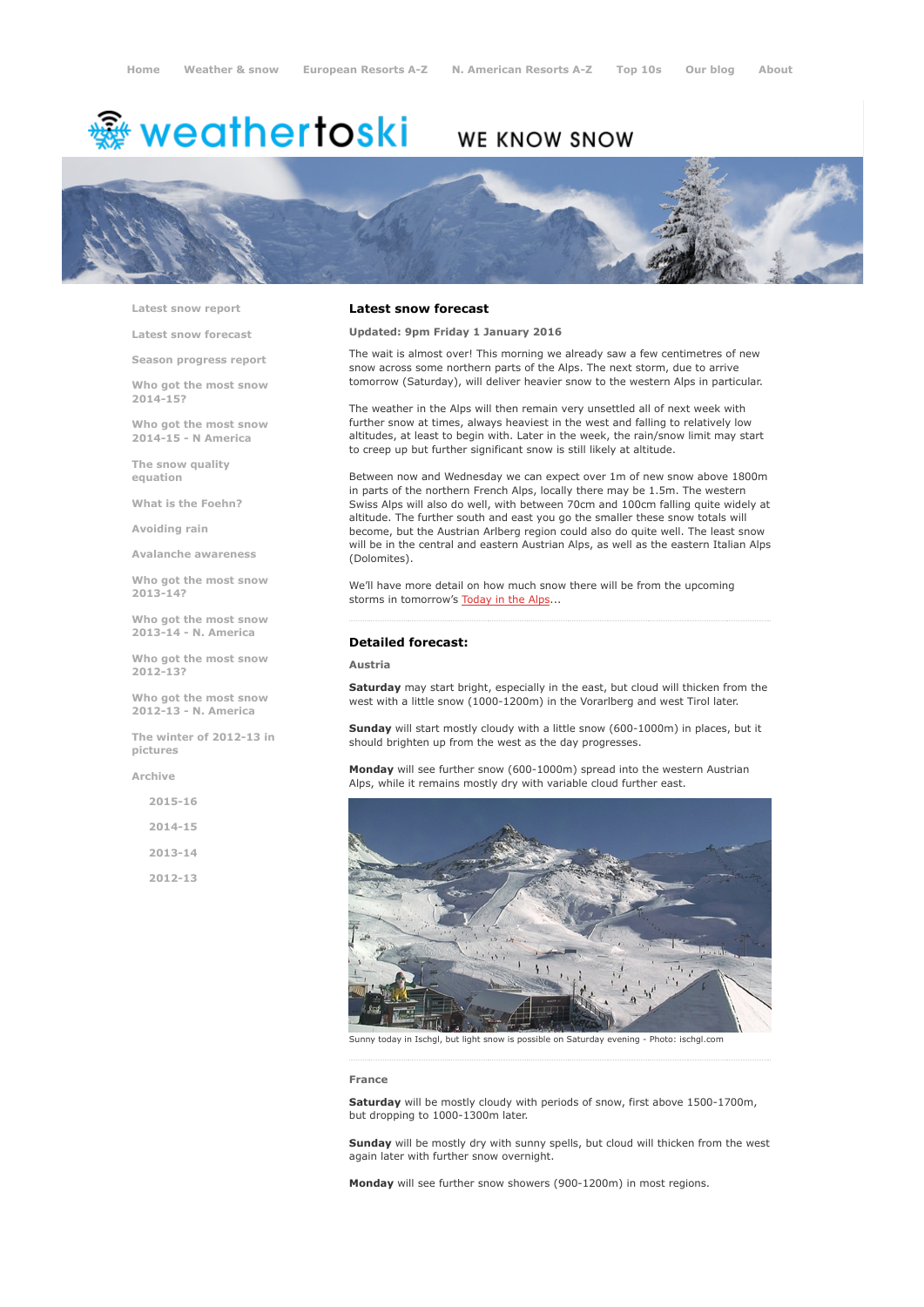Home | Weather & snow | European Resorts A-Z | N. American Resorts A-Z | Top 10s | Our blog | About

weathertoski — WE KNOW SNOW

- Latest snow report
- Latest snow forecast
- Season progress report
- Who got the most snow 2014-15?
- Who got the most snow 2014-15 - N America
- The snow quality equation
- What is the Foehn?
- Avoiding rain
- Avalanche awareness
- Who got the most snow 2013-14?
- Who got the most snow 2013-14 - N. America
- Who got the most snow 2012-13?
- Who got the most snow 2012-13 - N. America
- The winter of 2012-13 in pictures
- Archive
  - 2015-16
  - 2014-15
  - 2013-14
  - 2012-13

## Latest snow forecast

**Updated: 9pm Friday 1 January 2016**

The wait is almost over! This morning we already saw a few centimetres of new snow across some northern parts of the Alps. The next storm, due to arrive tomorrow (Saturday), will deliver heavier snow to the western Alps in particular.

The weather in the Alps will then remain very unsettled all of next week with further snow at times, always heaviest in the west and falling to relatively low altitudes, at least to begin with. Later in the week, the rain/snow limit may start to creep up but further significant snow is still likely at altitude.

Between now and Wednesday we can expect over 1m of new snow above 1800m in parts of the northern French Alps, locally there may be 1.5m. The western Swiss Alps will also do well, with between 70cm and 100cm falling quite widely at altitude. The further south and east you go the smaller these snow totals will become, but the Austrian Arlberg region could also do quite well. The least snow will be in the central and eastern Austrian Alps, as well as the eastern Italian Alps (Dolomites).

We'll have more detail on how much snow there will be from the upcoming storms in tomorrow's Today in the Alps...

## Detailed forecast:

### Austria

**Saturday** may start bright, especially in the east, but cloud will thicken from the west with a little snow (1000-1200m) in the Vorarlberg and west Tirol later.

**Sunday** will start mostly cloudy with a little snow (600-1000m) in places, but it should brighten up from the west as the day progresses.

**Monday** will see further snow (600-1000m) spread into the western Austrian Alps, while it remains mostly dry with variable cloud further east.

Sunny today in Ischgl, but light snow is possible on Saturday evening - Photo: ischgl.com

### France

**Saturday** will be mostly cloudy with periods of snow, first above 1500-1700m, but dropping to 1000-1300m later.

**Sunday** will be mostly dry with sunny spells, but cloud will thicken from the west again later with further snow overnight.

**Monday** will see further snow showers (900-1200m) in most regions.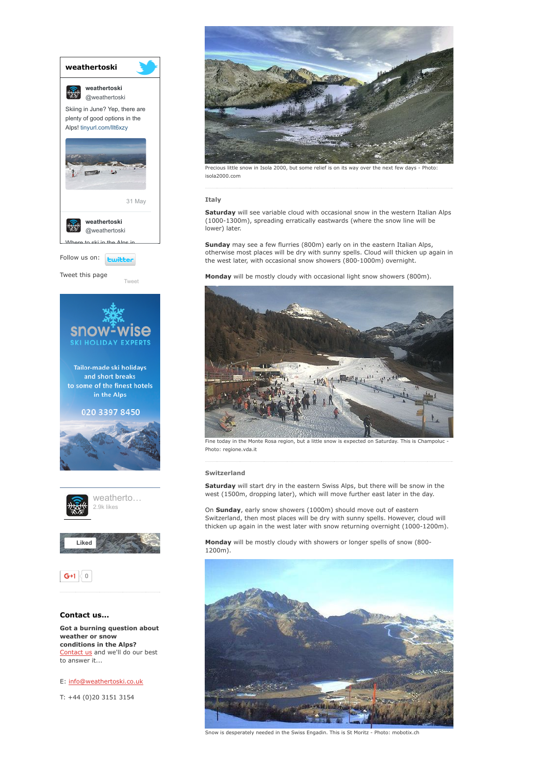Precious little snow in Isola 2000, but some relief is on its way over the next few days - Photo: isola2000.com

### Italy

**Saturday** will see variable cloud with occasional snow in the western Italian Alps (1000-1300m), spreading erratically eastwards (where the snow line will be lower) later.

**Sunday** may see a few flurries (800m) early on in the eastern Italian Alps, otherwise most places will be dry with sunny spells. Cloud will thicken up again in the west later, with occasional snow showers (800-1000m) overnight.

**Monday** will be mostly cloudy with occasional light snow showers (800m).

Fine today in the Monte Rosa region, but a little snow is expected on Saturday. This is Champoluc - Photo: regione.vda.it

### Switzerland

**Saturday** will start dry in the eastern Swiss Alps, but there will be snow in the west (1500m, dropping later), which will move further east later in the day.

On **Sunday**, early snow showers (1000m) should move out of eastern Switzerland, then most places will be dry with sunny spells. However, cloud will thicken up again in the west later with snow returning overnight (1000-1200m).

**Monday** will be mostly cloudy with showers or longer spells of snow (800-1200m).

Snow is desperately needed in the Swiss Engadin. This is St Moritz - Photo: mobotix.ch

---

**weathertoski**

weathertoski @weathertoski

Skiing in June? Yep, there are plenty of good options in the Alps! tinyurl.com/llt6xzy

31 May

weathertoski @weathertoski

Where to ski in the Alps in

Follow us on: twitter

Tweet this page Tweet

snow-wise SKI HOLIDAY EXPERTS

Tailor-made ski holidays and short breaks to some of the finest hotels in the Alps

020 3397 8450

weatherto... 2.9k likes

Liked

G+1 0

### Contact us...

**Got a burning question about weather or snow conditions in the Alps?** Contact us and we'll do our best to answer it...

E: info@weathertoski.co.uk

T: +44 (0)20 3151 3154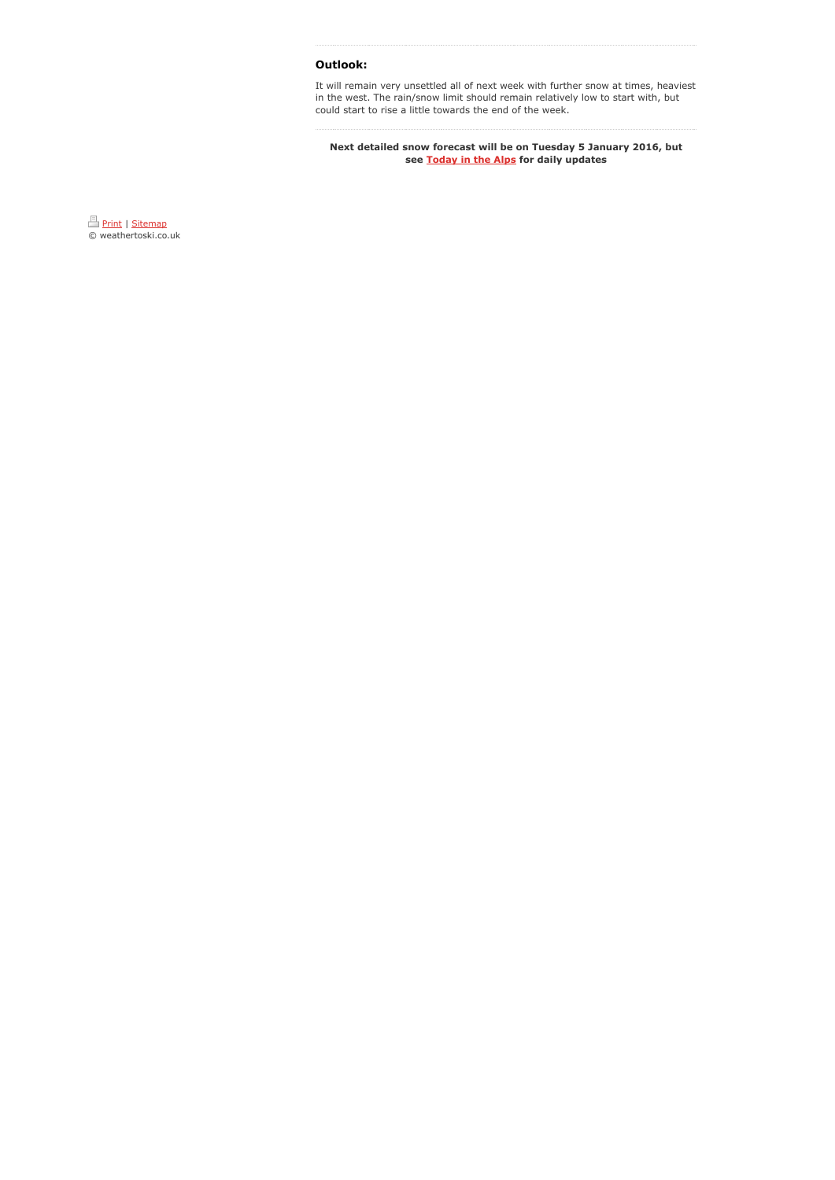### Outlook:

It will remain very unsettled all of next week with further snow at times, heaviest in the west. The rain/snow limit should remain relatively low to start with, but could start to rise a little towards the end of the week.

**Next detailed snow forecast will be on Tuesday 5 January 2016, but see Today in the Alps for daily updates**

Print | Sitemap
© weathertoski.co.uk